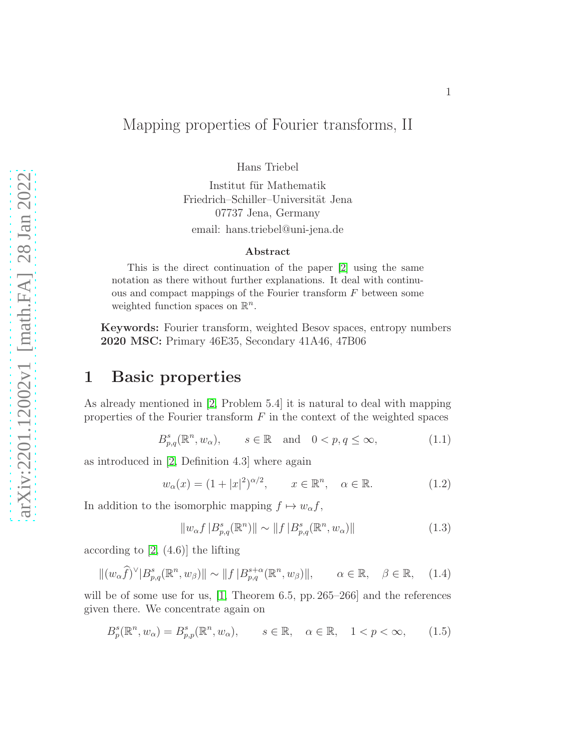# Mapping properties of Fourier transforms, II

Hans Triebel

Institut für Mathematik
Friedrich–Schiller–Universität Jena
07737 Jena, Germany
email: hans.triebel@uni-jena.de

**Abstract**

This is the direct continuation of the paper [2] using the same notation as there without further explanations. It deal with continuous and compact mappings of the Fourier transform $F$ between some weighted function spaces on $\mathbb{R}^n$.

**Keywords:** Fourier transform, weighted Besov spaces, entropy numbers
**2020 MSC:** Primary 46E35, Secondary 41A46, 47B06

## 1 Basic properties

As already mentioned in [2, Problem 5.4] it is natural to deal with mapping properties of the Fourier transform $F$ in the context of the weighted spaces

$$B^s_{p,q}(\mathbb{R}^n, w_\alpha), \qquad s \in \mathbb{R} \quad \text{and} \quad 0 < p, q \le \infty, \tag{1.1}$$

as introduced in [2, Definition 4.3] where again

$$w_\alpha(x) = (1 + |x|^2)^{\alpha/2}, \qquad x \in \mathbb{R}^n, \quad \alpha \in \mathbb{R}. \tag{1.2}$$

In addition to the isomorphic mapping $f \mapsto w_\alpha f$,

$$\| w_\alpha f \, | B^s_{p,q}(\mathbb{R}^n) \| \sim \| f \, | B^s_{p,q}(\mathbb{R}^n, w_\alpha) \| \tag{1.3}$$

according to [2, (4.6)] the lifting

$$\| (w_\alpha \widehat{f})^\vee | B^s_{p,q}(\mathbb{R}^n, w_\beta) \| \sim \| f \, | B^{s+\alpha}_{p,q}(\mathbb{R}^n, w_\beta) \|, \qquad \alpha \in \mathbb{R}, \quad \beta \in \mathbb{R}, \tag{1.4}$$

will be of some use for us, [1, Theorem 6.5, pp. 265–266] and the references given there. We concentrate again on

$$B^s_p(\mathbb{R}^n, w_\alpha) = B^s_{p,p}(\mathbb{R}^n, w_\alpha), \qquad s \in \mathbb{R}, \quad \alpha \in \mathbb{R}, \quad 1 < p < \infty, \tag{1.5}$$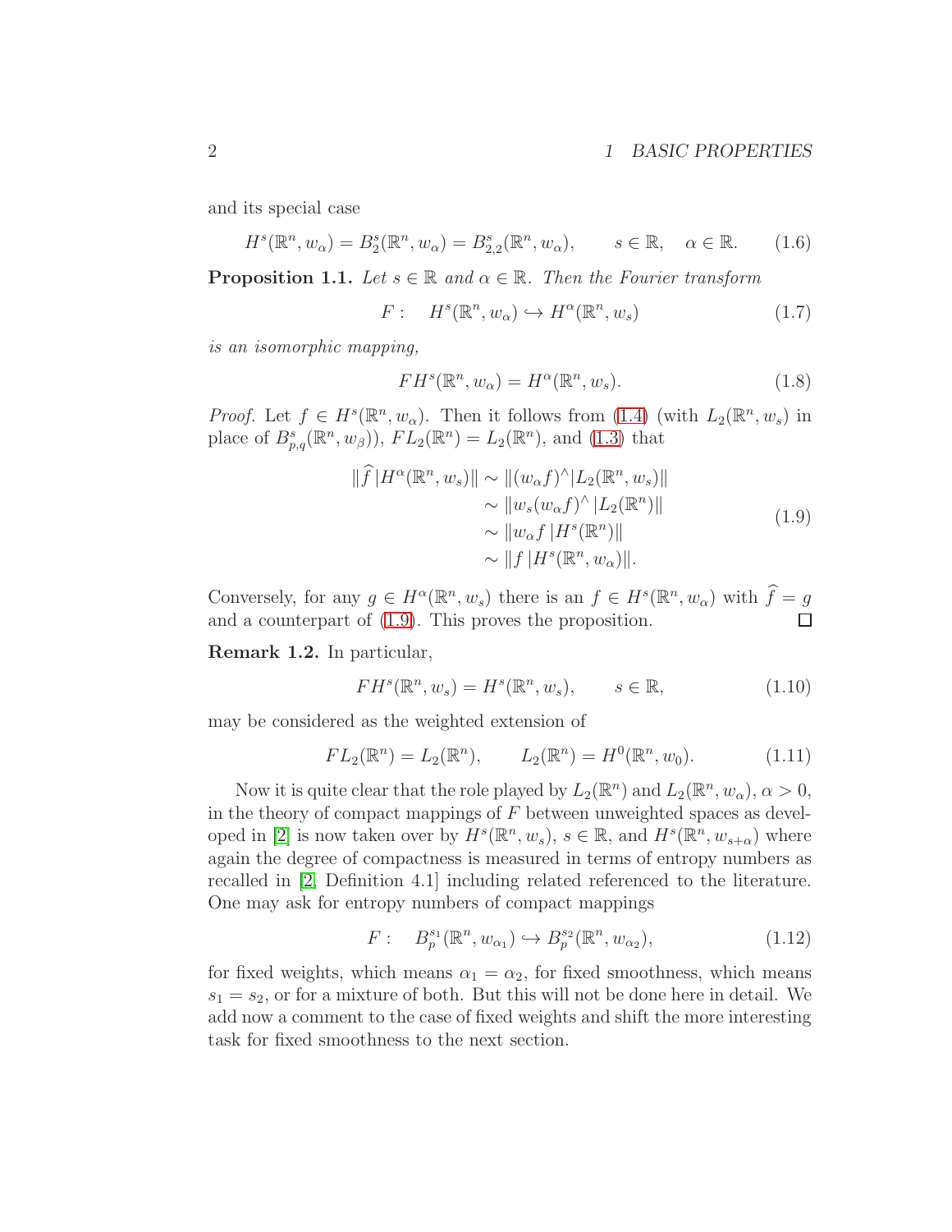and its special case

$$H^s(\mathbb{R}^n, w_\alpha) = B^s_2(\mathbb{R}^n, w_\alpha) = B^s_{2,2}(\mathbb{R}^n, w_\alpha), \qquad s \in \mathbb{R}, \quad \alpha \in \mathbb{R}. \tag{1.6}$$

**Proposition 1.1.** *Let $s \in \mathbb{R}$ and $\alpha \in \mathbb{R}$. Then the Fourier transform*

$$F: \quad H^s(\mathbb{R}^n, w_\alpha) \hookrightarrow H^\alpha(\mathbb{R}^n, w_s) \tag{1.7}$$

*is an isomorphic mapping,*

$$F H^s(\mathbb{R}^n, w_\alpha) = H^\alpha(\mathbb{R}^n, w_s). \tag{1.8}$$

*Proof.* Let $f \in H^s(\mathbb{R}^n, w_\alpha)$. Then it follows from (1.4) (with $L_2(\mathbb{R}^n, w_s)$ in place of $B^s_{p,q}(\mathbb{R}^n, w_\beta)$), $FL_2(\mathbb{R}^n) = L_2(\mathbb{R}^n)$, and (1.3) that

$$\begin{aligned}
\|\widehat{f}\,|H^\alpha(\mathbb{R}^n, w_s)\| &\sim \|(w_\alpha f)^\wedge | L_2(\mathbb{R}^n, w_s)\| \\
&\sim \|w_s (w_\alpha f)^\wedge \,| L_2(\mathbb{R}^n)\| \\
&\sim \|w_\alpha f \,| H^s(\mathbb{R}^n)\| \\
&\sim \|f\,| H^s(\mathbb{R}^n, w_\alpha)\|.
\end{aligned} \tag{1.9}$$

Conversely, for any $g \in H^\alpha(\mathbb{R}^n, w_s)$ there is an $f \in H^s(\mathbb{R}^n, w_\alpha)$ with $\widehat{f} = g$ and a counterpart of (1.9). This proves the proposition. □

**Remark 1.2.** In particular,

$$F H^s(\mathbb{R}^n, w_s) = H^s(\mathbb{R}^n, w_s), \qquad s \in \mathbb{R}, \tag{1.10}$$

may be considered as the weighted extension of

$$F L_2(\mathbb{R}^n) = L_2(\mathbb{R}^n), \qquad L_2(\mathbb{R}^n) = H^0(\mathbb{R}^n, w_0). \tag{1.11}$$

Now it is quite clear that the role played by $L_2(\mathbb{R}^n)$ and $L_2(\mathbb{R}^n, w_\alpha)$, $\alpha > 0$, in the theory of compact mappings of $F$ between unweighted spaces as developed in [2] is now taken over by $H^s(\mathbb{R}^n, w_s)$, $s \in \mathbb{R}$, and $H^s(\mathbb{R}^n, w_{s+\alpha})$ where again the degree of compactness is measured in terms of entropy numbers as recalled in [2, Definition 4.1] including related referenced to the literature. One may ask for entropy numbers of compact mappings

$$F: \quad B^{s_1}_p(\mathbb{R}^n, w_{\alpha_1}) \hookrightarrow B^{s_2}_p(\mathbb{R}^n, w_{\alpha_2}), \tag{1.12}$$

for fixed weights, which means $\alpha_1 = \alpha_2$, for fixed smoothness, which means $s_1 = s_2$, or for a mixture of both. But this will not be done here in detail. We add now a comment to the case of fixed weights and shift the more interesting task for fixed smoothness to the next section.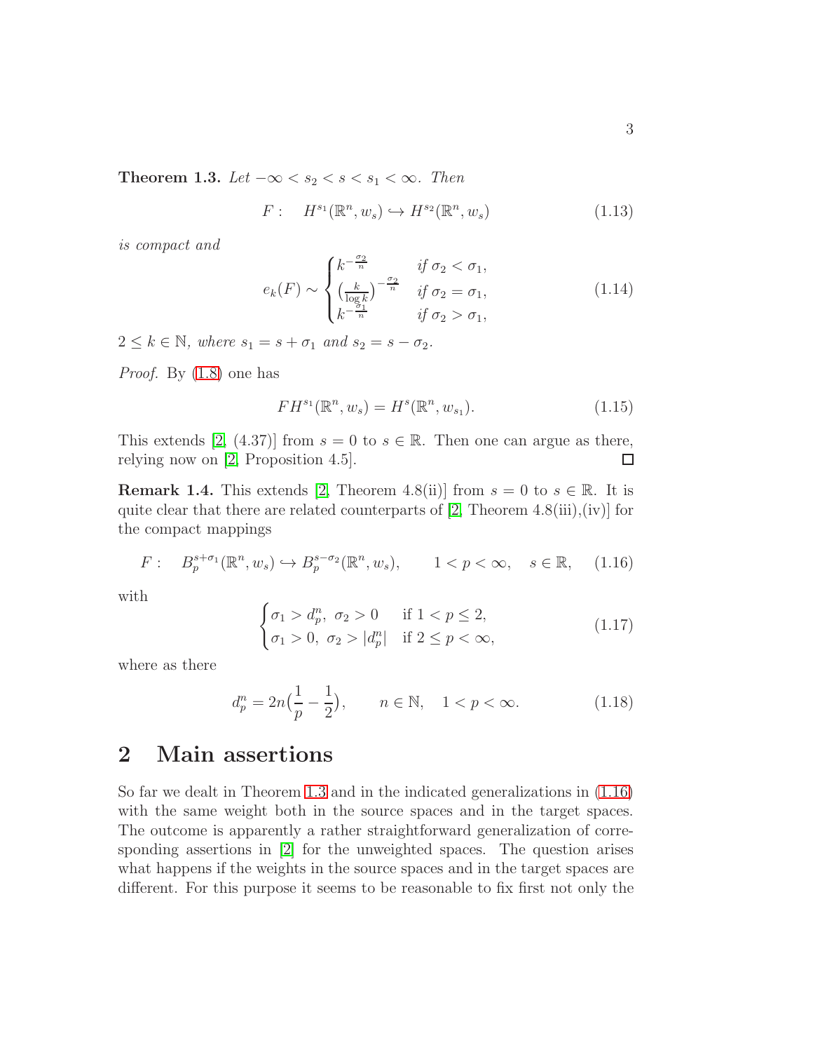**Theorem 1.3.** *Let $-\infty < s_2 < s < s_1 < \infty$. Then*

$$F: \quad H^{s_1}(\mathbb{R}^n, w_s) \hookrightarrow H^{s_2}(\mathbb{R}^n, w_s) \tag{1.13}$$

*is compact and*

$$e_k(F) \sim \begin{cases} k^{-\frac{\sigma_2}{n}} & \text{if } \sigma_2 < \sigma_1, \\ \big(\frac{k}{\log k}\big)^{-\frac{\sigma_2}{n}} & \text{if } \sigma_2 = \sigma_1, \\ k^{-\frac{\sigma_1}{n}} & \text{if } \sigma_2 > \sigma_1, \end{cases} \tag{1.14}$$

*$2 \le k \in \mathbb{N}$, where $s_1 = s + \sigma_1$ and $s_2 = s - \sigma_2$.*

*Proof.* By (1.8) one has

$$F H^{s_1}(\mathbb{R}^n, w_s) = H^s(\mathbb{R}^n, w_{s_1}). \tag{1.15}$$

This extends [2, (4.37)] from $s = 0$ to $s \in \mathbb{R}$. Then one can argue as there, relying now on [2, Proposition 4.5]. □

**Remark 1.4.** This extends [2, Theorem 4.8(ii)] from $s = 0$ to $s \in \mathbb{R}$. It is quite clear that there are related counterparts of [2, Theorem 4.8(iii),(iv)] for the compact mappings

$$F: \quad B^{s+\sigma_1}_p(\mathbb{R}^n, w_s) \hookrightarrow B^{s-\sigma_2}_p(\mathbb{R}^n, w_s), \qquad 1 < p < \infty, \quad s \in \mathbb{R}, \tag{1.16}$$

with

$$\begin{cases} \sigma_1 > d^n_p, \ \sigma_2 > 0 & \text{if } 1 < p \le 2, \\ \sigma_1 > 0, \ \sigma_2 > |d^n_p| & \text{if } 2 \le p < \infty, \end{cases} \tag{1.17}$$

where as there

$$d^n_p = 2n\Big(\frac{1}{p} - \frac{1}{2}\Big), \qquad n \in \mathbb{N}, \quad 1 < p < \infty. \tag{1.18}$$

## 2 Main assertions

So far we dealt in Theorem 1.3 and in the indicated generalizations in (1.16) with the same weight both in the source spaces and in the target spaces. The outcome is apparently a rather straightforward generalization of corresponding assertions in [2] for the unweighted spaces. The question arises what happens if the weights in the source spaces and in the target spaces are different. For this purpose it seems to be reasonable to fix first not only the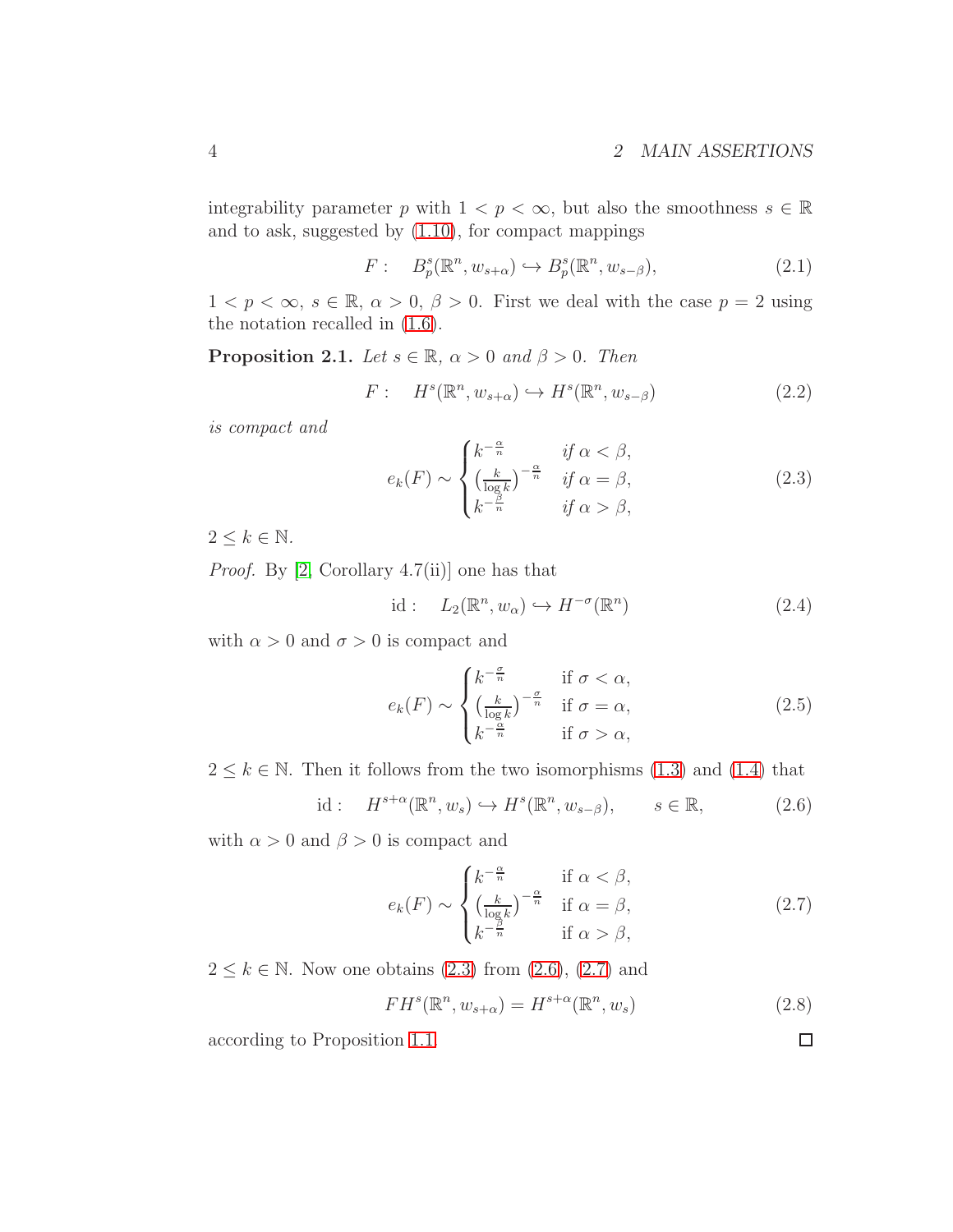integrability parameter $p$ with $1 < p < \infty$, but also the smoothness $s \in \mathbb{R}$ and to ask, suggested by (1.10), for compact mappings

$$F : \quad B^s_p(\mathbb{R}^n, w_{s+\alpha}) \hookrightarrow B^s_p(\mathbb{R}^n, w_{s-\beta}), \tag{2.1}$$

$1 < p < \infty$, $s \in \mathbb{R}$, $\alpha > 0$, $\beta > 0$. First we deal with the case $p = 2$ using the notation recalled in (1.6).

**Proposition 2.1.** *Let $s \in \mathbb{R}$, $\alpha > 0$ and $\beta > 0$. Then*

$$F : \quad H^s(\mathbb{R}^n, w_{s+\alpha}) \hookrightarrow H^s(\mathbb{R}^n, w_{s-\beta}) \tag{2.2}$$

*is compact and*

$$e_k(F) \sim \begin{cases} k^{-\frac{\alpha}{n}} & \text{if } \alpha < \beta, \\ \big(\frac{k}{\log k}\big)^{-\frac{\alpha}{n}} & \text{if } \alpha = \beta, \\ k^{-\frac{\beta}{n}} & \text{if } \alpha > \beta, \end{cases} \tag{2.3}$$

$2 \le k \in \mathbb{N}$.

*Proof.* By [2, Corollary 4.7(ii)] one has that

$$\mathrm{id} : \quad L_2(\mathbb{R}^n, w_\alpha) \hookrightarrow H^{-\sigma}(\mathbb{R}^n) \tag{2.4}$$

with $\alpha > 0$ and $\sigma > 0$ is compact and

$$e_k(F) \sim \begin{cases} k^{-\frac{\sigma}{n}} & \text{if } \sigma < \alpha, \\ \big(\frac{k}{\log k}\big)^{-\frac{\sigma}{n}} & \text{if } \sigma = \alpha, \\ k^{-\frac{\alpha}{n}} & \text{if } \sigma > \alpha, \end{cases} \tag{2.5}$$

$2 \le k \in \mathbb{N}$. Then it follows from the two isomorphisms (1.3) and (1.4) that

$$\mathrm{id} : \quad H^{s+\alpha}(\mathbb{R}^n, w_s) \hookrightarrow H^s(\mathbb{R}^n, w_{s-\beta}), \qquad s \in \mathbb{R}, \tag{2.6}$$

with $\alpha > 0$ and $\beta > 0$ is compact and

$$e_k(F) \sim \begin{cases} k^{-\frac{\alpha}{n}} & \text{if } \alpha < \beta, \\ \big(\frac{k}{\log k}\big)^{-\frac{\alpha}{n}} & \text{if } \alpha = \beta, \\ k^{-\frac{\beta}{n}} & \text{if } \alpha > \beta, \end{cases} \tag{2.7}$$

$2 \le k \in \mathbb{N}$. Now one obtains (2.3) from (2.6), (2.7) and

$$F H^s(\mathbb{R}^n, w_{s+\alpha}) = H^{s+\alpha}(\mathbb{R}^n, w_s) \tag{2.8}$$

according to Proposition 1.1. $\square$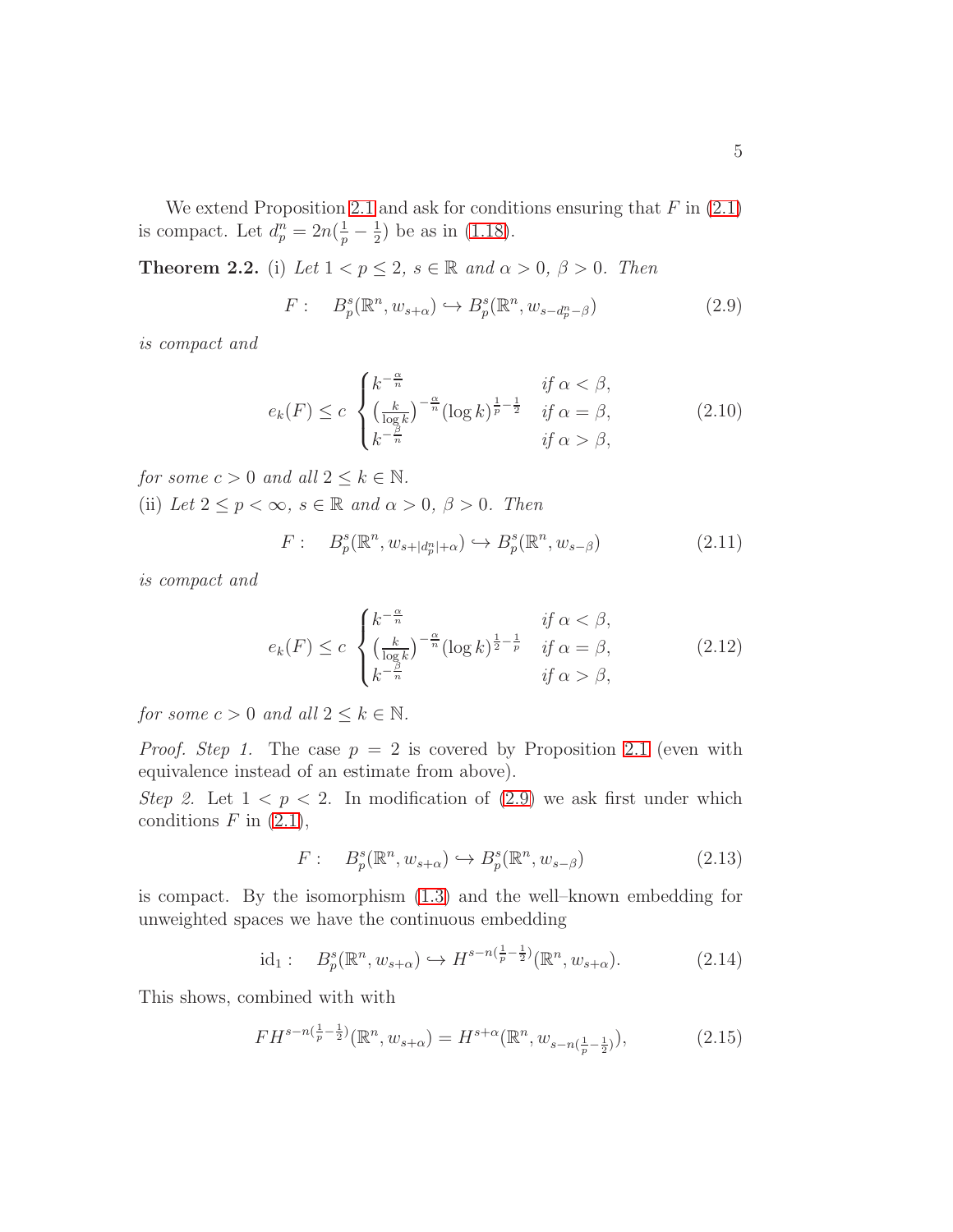We extend Proposition 2.1 and ask for conditions ensuring that $F$ in (2.1) is compact. Let $d^n_p = 2n(\frac{1}{p} - \frac{1}{2})$ be as in (1.18).

**Theorem 2.2.** (i) *Let $1 < p \le 2$, $s \in \mathbb{R}$ and $\alpha > 0$, $\beta > 0$. Then*

$$F : \quad B^s_p(\mathbb{R}^n, w_{s+\alpha}) \hookrightarrow B^s_p(\mathbb{R}^n, w_{s-d^n_p-\beta}) \tag{2.9}$$

*is compact and*

$$e_k(F) \le c \begin{cases} k^{-\frac{\alpha}{n}} & \text{if } \alpha < \beta, \\ \big(\frac{k}{\log k}\big)^{-\frac{\alpha}{n}} (\log k)^{\frac{1}{p}-\frac{1}{2}} & \text{if } \alpha = \beta, \\ k^{-\frac{\beta}{n}} & \text{if } \alpha > \beta, \end{cases} \tag{2.10}$$

*for some $c > 0$ and all $2 \le k \in \mathbb{N}$.*
(ii) *Let $2 \le p < \infty$, $s \in \mathbb{R}$ and $\alpha > 0$, $\beta > 0$. Then*

$$F : \quad B^s_p(\mathbb{R}^n, w_{s+|d^n_p|+\alpha}) \hookrightarrow B^s_p(\mathbb{R}^n, w_{s-\beta}) \tag{2.11}$$

*is compact and*

$$e_k(F) \le c \begin{cases} k^{-\frac{\alpha}{n}} & \text{if } \alpha < \beta, \\ \big(\frac{k}{\log k}\big)^{-\frac{\alpha}{n}} (\log k)^{\frac{1}{2}-\frac{1}{p}} & \text{if } \alpha = \beta, \\ k^{-\frac{\beta}{n}} & \text{if } \alpha > \beta, \end{cases} \tag{2.12}$$

*for some $c > 0$ and all $2 \le k \in \mathbb{N}$.*

*Proof. Step 1.* The case $p = 2$ is covered by Proposition 2.1 (even with equivalence instead of an estimate from above).
*Step 2.* Let $1 < p < 2$. In modification of (2.9) we ask first under which conditions $F$ in (2.1),

$$F : \quad B^s_p(\mathbb{R}^n, w_{s+\alpha}) \hookrightarrow B^s_p(\mathbb{R}^n, w_{s-\beta}) \tag{2.13}$$

is compact. By the isomorphism (1.3) and the well–known embedding for unweighted spaces we have the continuous embedding

$$\mathrm{id}_1 : \quad B^s_p(\mathbb{R}^n, w_{s+\alpha}) \hookrightarrow H^{s-n(\frac{1}{p}-\frac{1}{2})}(\mathbb{R}^n, w_{s+\alpha}). \tag{2.14}$$

This shows, combined with with

$$F H^{s-n(\frac{1}{p}-\frac{1}{2})}(\mathbb{R}^n, w_{s+\alpha}) = H^{s+\alpha}(\mathbb{R}^n, w_{s-n(\frac{1}{p}-\frac{1}{2})}), \tag{2.15}$$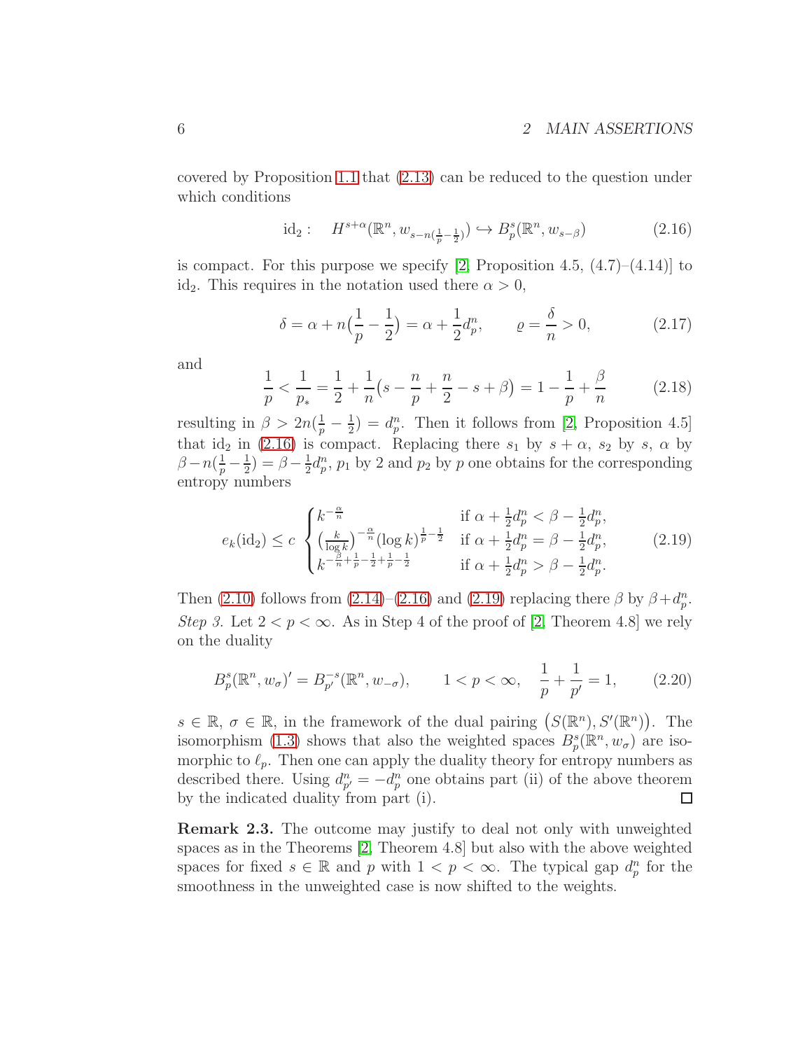covered by Proposition 1.1 that (2.13) can be reduced to the question under which conditions

$$\mathrm{id}_2: \quad H^{s+\alpha}(\mathbb{R}^n, w_{s-n(\frac{1}{p}-\frac{1}{2})}) \hookrightarrow B^s_p(\mathbb{R}^n, w_{s-\beta}) \tag{2.16}$$

is compact. For this purpose we specify [2, Proposition 4.5, (4.7)–(4.14)] to $\mathrm{id}_2$. This requires in the notation used there $\alpha > 0$,

$$\delta = \alpha + n\big(\frac{1}{p} - \frac{1}{2}\big) = \alpha + \frac{1}{2} d^n_p, \qquad \varrho = \frac{\delta}{n} > 0, \tag{2.17}$$

and

$$\frac{1}{p} < \frac{1}{p_*} = \frac{1}{2} + \frac{1}{n}\big(s - \frac{n}{p} + \frac{n}{2} - s + \beta\big) = 1 - \frac{1}{p} + \frac{\beta}{n} \tag{2.18}$$

resulting in $\beta > 2n(\frac{1}{p} - \frac{1}{2}) = d^n_p$. Then it follows from [2, Proposition 4.5] that $\mathrm{id}_2$ in (2.16) is compact. Replacing there $s_1$ by $s+\alpha$, $s_2$ by $s$, $\alpha$ by $\beta - n(\frac{1}{p} - \frac{1}{2}) = \beta - \frac{1}{2} d^n_p$, $p_1$ by 2 and $p_2$ by $p$ one obtains for the corresponding entropy numbers

$$e_k(\mathrm{id}_2) \le c \begin{cases} k^{-\frac{\alpha}{n}} & \text{if } \alpha + \frac{1}{2} d^n_p < \beta - \frac{1}{2} d^n_p, \\ \big(\frac{k}{\log k}\big)^{-\frac{\alpha}{n}} (\log k)^{\frac{1}{p} - \frac{1}{2}} & \text{if } \alpha + \frac{1}{2} d^n_p = \beta - \frac{1}{2} d^n_p, \\ k^{-\frac{\beta}{n} + \frac{1}{p} - \frac{1}{2} + \frac{1}{p} - \frac{1}{2}} & \text{if } \alpha + \frac{1}{2} d^n_p > \beta - \frac{1}{2} d^n_p. \end{cases} \tag{2.19}$$

Then (2.10) follows from (2.14)–(2.16) and (2.19) replacing there $\beta$ by $\beta + d^n_p$.

*Step 3.* Let $2 < p < \infty$. As in Step 4 of the proof of [2, Theorem 4.8] we rely on the duality

$$B^s_p(\mathbb{R}^n, w_\sigma)' = B^{-s}_{p'}(\mathbb{R}^n, w_{-\sigma}), \qquad 1 < p < \infty, \quad \frac{1}{p} + \frac{1}{p'} = 1, \tag{2.20}$$

$s \in \mathbb{R}$, $\sigma \in \mathbb{R}$, in the framework of the dual pairing $\big(S(\mathbb{R}^n), S'(\mathbb{R}^n)\big)$. The isomorphism (1.3) shows that also the weighted spaces $B^s_p(\mathbb{R}^n, w_\sigma)$ are isomorphic to $\ell_p$. Then one can apply the duality theory for entropy numbers as described there. Using $d^n_{p'} = -d^n_p$ one obtains part (ii) of the above theorem by the indicated duality from part (i). $\square$

**Remark 2.3.** The outcome may justify to deal not only with unweighted spaces as in the Theorems [2, Theorem 4.8] but also with the above weighted spaces for fixed $s \in \mathbb{R}$ and $p$ with $1 < p < \infty$. The typical gap $d^n_p$ for the smoothness in the unweighted case is now shifted to the weights.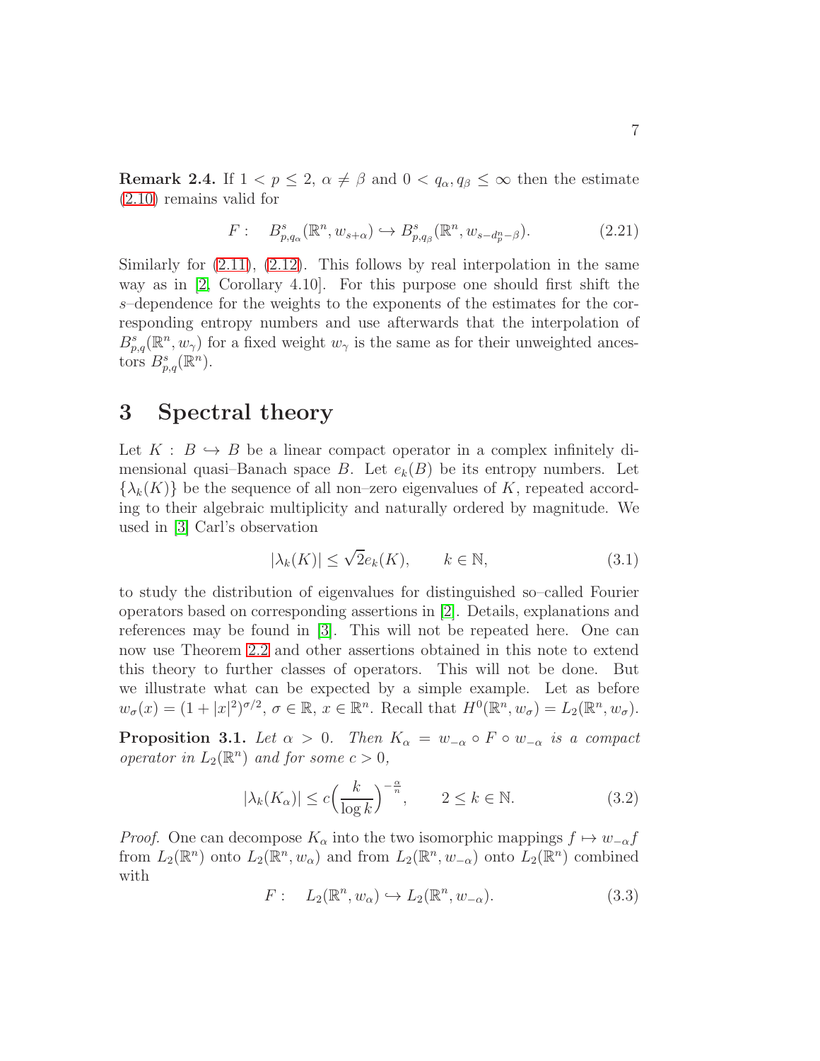**Remark 2.4.** If $1 < p \leq 2$, $\alpha \neq \beta$ and $0 < q_\alpha, q_\beta \leq \infty$ then the estimate (2.10) remains valid for

$$F : \quad B^s_{p,q_\alpha}(\mathbb{R}^n, w_{s+\alpha}) \hookrightarrow B^s_{p,q_\beta}(\mathbb{R}^n, w_{s-d^n_p-\beta}). \tag{2.21}$$

Similarly for (2.11), (2.12). This follows by real interpolation in the same way as in [2, Corollary 4.10]. For this purpose one should first shift the $s$–dependence for the weights to the exponents of the estimates for the corresponding entropy numbers and use afterwards that the interpolation of $B^s_{p,q}(\mathbb{R}^n, w_\gamma)$ for a fixed weight $w_\gamma$ is the same as for their unweighted ancestors $B^s_{p,q}(\mathbb{R}^n)$.

# 3 Spectral theory

Let $K : B \hookrightarrow B$ be a linear compact operator in a complex infinitely dimensional quasi–Banach space $B$. Let $e_k(B)$ be its entropy numbers. Let $\{\lambda_k(K)\}$ be the sequence of all non–zero eigenvalues of $K$, repeated according to their algebraic multiplicity and naturally ordered by magnitude. We used in [3] Carl's observation

$$|\lambda_k(K)| \leq \sqrt{2} e_k(K), \qquad k \in \mathbb{N}, \tag{3.1}$$

to study the distribution of eigenvalues for distinguished so–called Fourier operators based on corresponding assertions in [2]. Details, explanations and references may be found in [3]. This will not be repeated here. One can now use Theorem 2.2 and other assertions obtained in this note to extend this theory to further classes of operators. This will not be done. But we illustrate what can be expected by a simple example. Let as before $w_\sigma(x) = (1 + |x|^2)^{\sigma/2}$, $\sigma \in \mathbb{R}$, $x \in \mathbb{R}^n$. Recall that $H^0(\mathbb{R}^n, w_\sigma) = L_2(\mathbb{R}^n, w_\sigma)$.

**Proposition 3.1.** *Let $\alpha > 0$. Then $K_\alpha = w_{-\alpha} \circ F \circ w_{-\alpha}$ is a compact operator in $L_2(\mathbb{R}^n)$ and for some $c > 0$,*

$$|\lambda_k(K_\alpha)| \leq c \Big( \frac{k}{\log k} \Big)^{-\frac{\alpha}{n}}, \qquad 2 \leq k \in \mathbb{N}. \tag{3.2}$$

*Proof.* One can decompose $K_\alpha$ into the two isomorphic mappings $f \mapsto w_{-\alpha} f$ from $L_2(\mathbb{R}^n)$ onto $L_2(\mathbb{R}^n, w_\alpha)$ and from $L_2(\mathbb{R}^n, w_{-\alpha})$ onto $L_2(\mathbb{R}^n)$ combined with

$$F : \quad L_2(\mathbb{R}^n, w_\alpha) \hookrightarrow L_2(\mathbb{R}^n, w_{-\alpha}). \tag{3.3}$$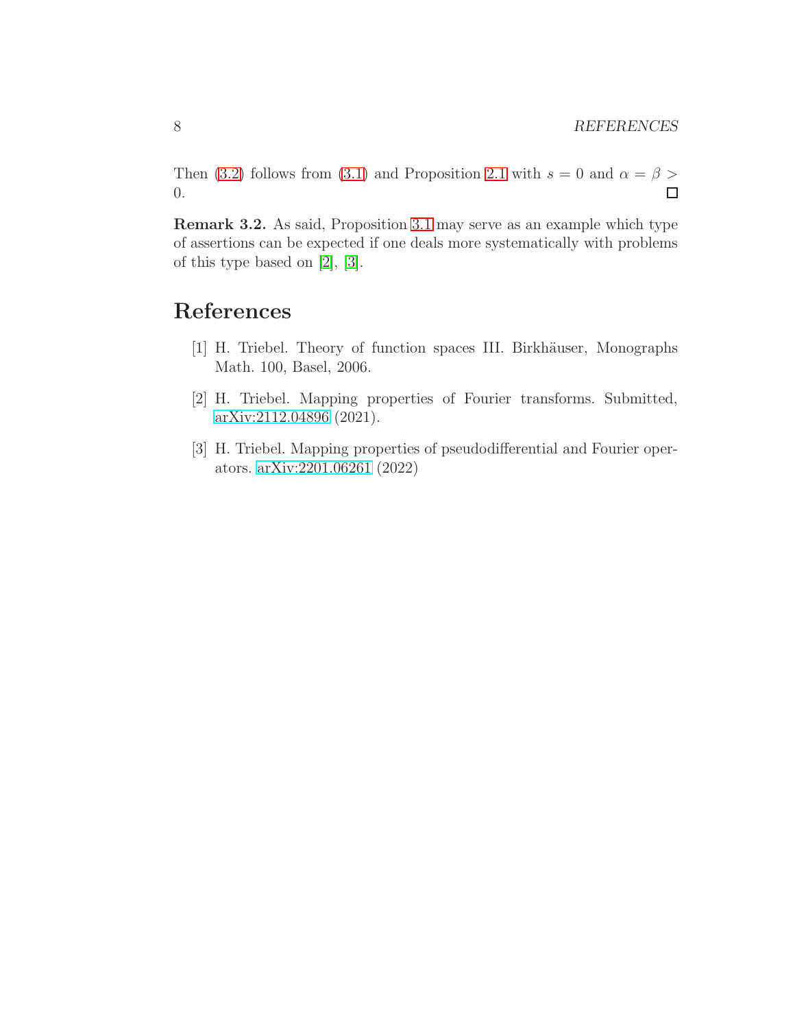Then (3.2) follows from (3.1) and Proposition 2.1 with $s = 0$ and $\alpha = \beta > 0$. ☐

**Remark 3.2.** As said, Proposition 3.1 may serve as an example which type of assertions can be expected if one deals more systematically with problems of this type based on [2], [3].

# References

[1] H. Triebel. Theory of function spaces III. Birkhäuser, Monographs Math. 100, Basel, 2006.

[2] H. Triebel. Mapping properties of Fourier transforms. Submitted, arXiv:2112.04896 (2021).

[3] H. Triebel. Mapping properties of pseudodifferential and Fourier operators. arXiv:2201.06261 (2022)